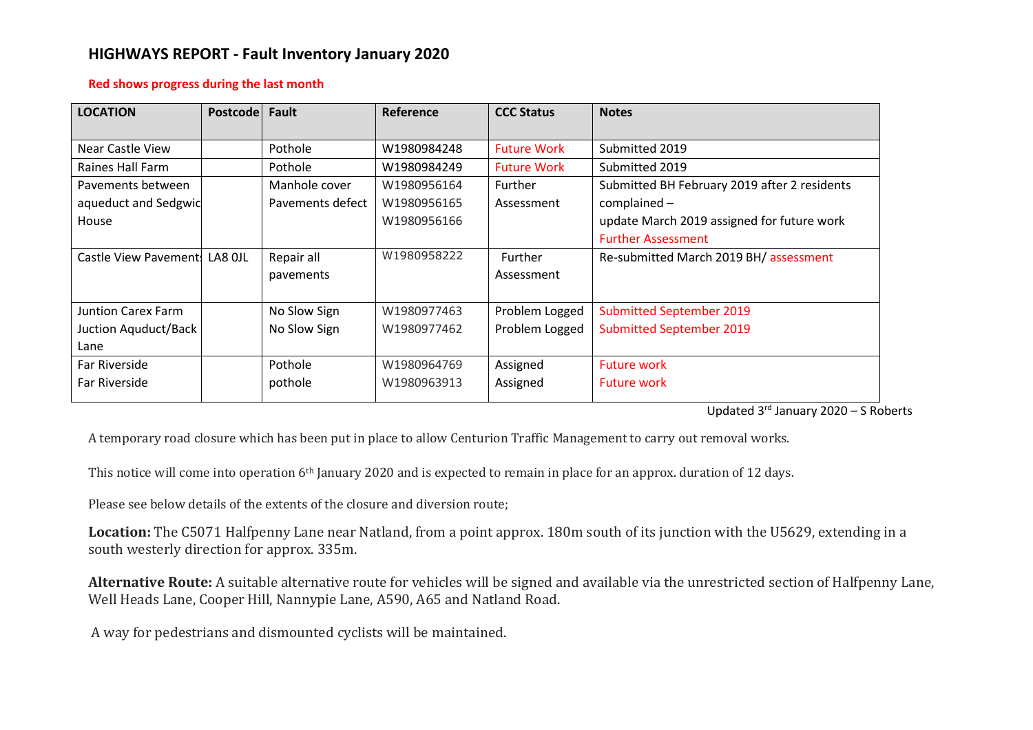# HIGHWAYS REPORT - Fault Inventory January 2020

**Red shows progress during the last month**

| LOCATION | Postcode | Fault | Reference | CCC Status | Notes |
|---|---|---|---|---|---|
| Near Castle View | | Pothole | W1980984248 | Future Work | Submitted 2019 |
| Raines Hall Farm | | Pothole | W1980984249 | Future Work | Submitted 2019 |
| Pavements between aqueduct and Sedgwic House | | Manhole cover<br>Pavements defect | W1980956164<br>W1980956165<br>W1980956166 | Further Assessment | Submitted BH February 2019 after 2 residents complained –<br>update March 2019 assigned for future work<br>Further Assessment |
| Castle View Pavement | LA8 0JL | Repair all pavements | W1980958222 | Further Assessment | Re-submitted March 2019 BH/ assessment |
| Juntion Carex Farm<br>Juction Aquduct/Back Lane | | No Slow Sign<br>No Slow Sign | W1980977463<br>W1980977462 | Problem Logged<br>Problem Logged | Submitted September 2019<br>Submitted September 2019 |
| Far Riverside<br>Far Riverside | | Pothole<br>pothole | W1980964769<br>W1980963913 | Assigned<br>Assigned | Future work<br>Future work |

Updated 3rd January 2020 – S Roberts

A temporary road closure which has been put in place to allow Centurion Traffic Management to carry out removal works.

This notice will come into operation 6th January 2020 and is expected to remain in place for an approx. duration of 12 days.

Please see below details of the extents of the closure and diversion route;

**Location:** The C5071 Halfpenny Lane near Natland, from a point approx. 180m south of its junction with the U5629, extending in a south westerly direction for approx. 335m.

**Alternative Route:** A suitable alternative route for vehicles will be signed and available via the unrestricted section of Halfpenny Lane, Well Heads Lane, Cooper Hill, Nannypie Lane, A590, A65 and Natland Road.

A way for pedestrians and dismounted cyclists will be maintained.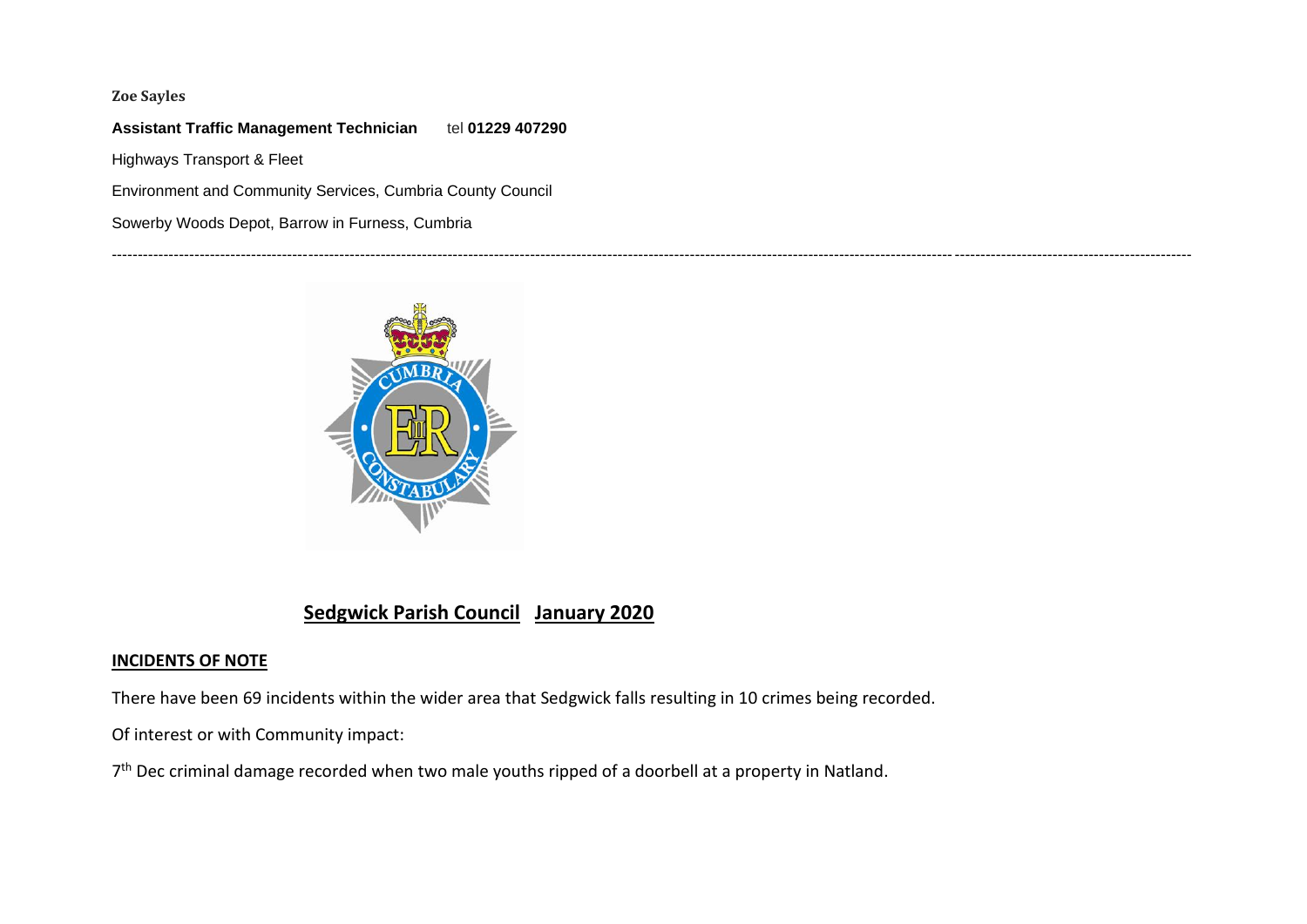**Zoe Sayles**

**Assistant Traffic Management Technician** tel **01229 407290**

Highways Transport & Fleet

Environment and Community Services, Cumbria County Council

Sowerby Woods Depot, Barrow in Furness, Cumbria

---

## Sedgwick Parish Council January 2020

### INCIDENTS OF NOTE

There have been 69 incidents within the wider area that Sedgwick falls resulting in 10 crimes being recorded.

Of interest or with Community impact:

7th Dec criminal damage recorded when two male youths ripped of a doorbell at a property in Natland.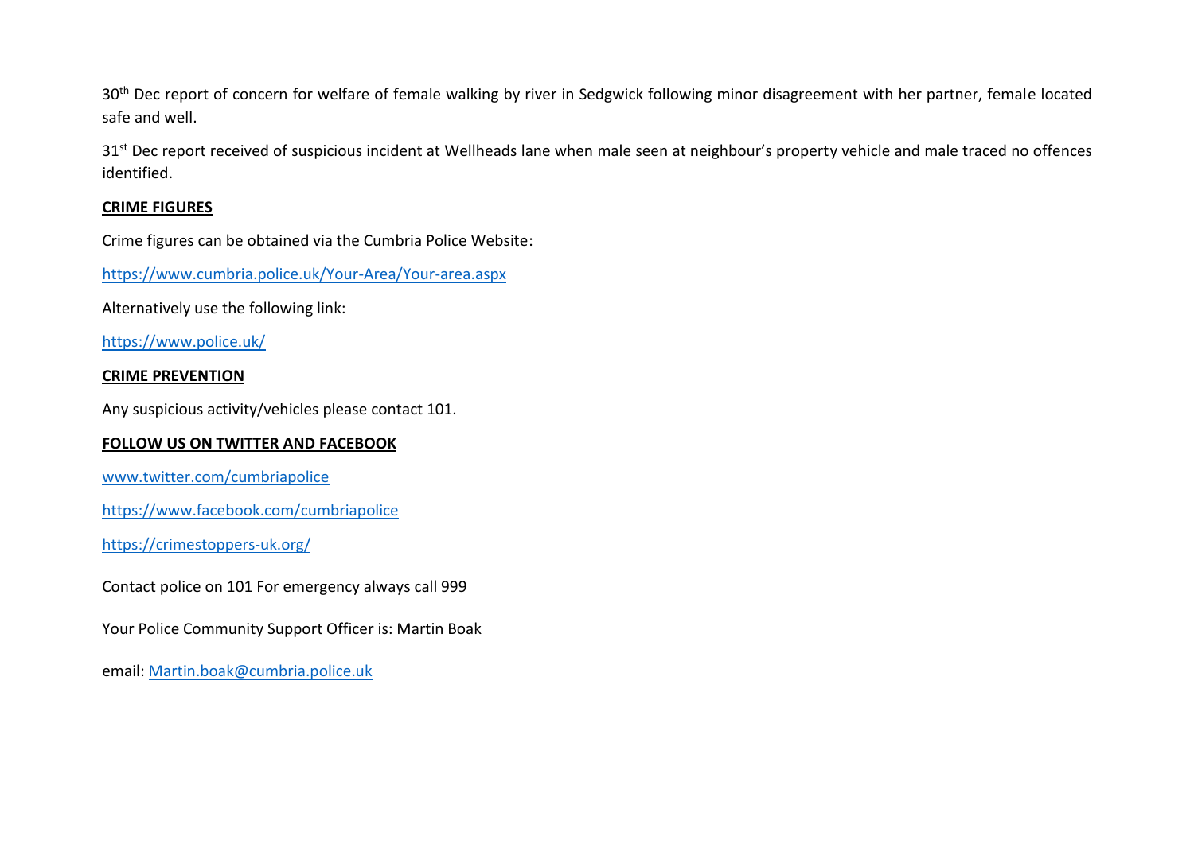30th Dec report of concern for welfare of female walking by river in Sedgwick following minor disagreement with her partner, female located safe and well.

31st Dec report received of suspicious incident at Wellheads lane when male seen at neighbour's property vehicle and male traced no offences identified.

**CRIME FIGURES**

Crime figures can be obtained via the Cumbria Police Website:

https://www.cumbria.police.uk/Your-Area/Your-area.aspx

Alternatively use the following link:

https://www.police.uk/

**CRIME PREVENTION**

Any suspicious activity/vehicles please contact 101.

**FOLLOW US ON TWITTER AND FACEBOOK**

www.twitter.com/cumbriapolice

https://www.facebook.com/cumbriapolice

https://crimestoppers-uk.org/

Contact police on 101 For emergency always call 999

Your Police Community Support Officer is: Martin Boak

email: Martin.boak@cumbria.police.uk